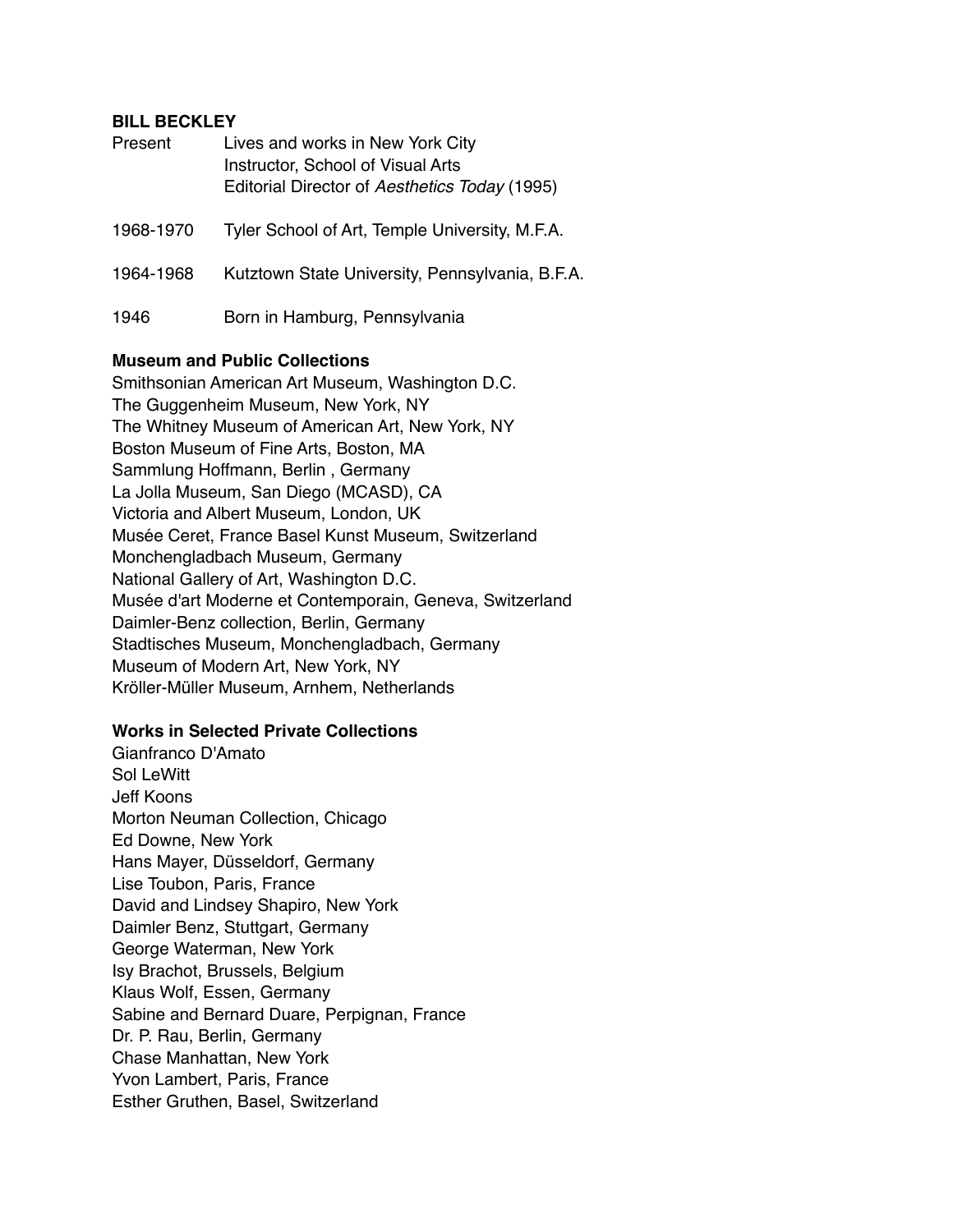**BILL BECKLEY**

| | |
|---|---|
| Present | Lives and works in New York City<br>Instructor, School of Visual Arts<br>Editorial Director of *Aesthetics Today* (1995) |
| 1968-1970 | Tyler School of Art, Temple University, M.F.A. |
| 1964-1968 | Kutztown State University, Pennsylvania, B.F.A. |
| 1946 | Born in Hamburg, Pennsylvania |

**Museum and Public Collections**

Smithsonian American Art Museum, Washington D.C.
The Guggenheim Museum, New York, NY
The Whitney Museum of American Art, New York, NY
Boston Museum of Fine Arts, Boston, MA
Sammlung Hoffmann, Berlin , Germany
La Jolla Museum, San Diego (MCASD), CA
Victoria and Albert Museum, London, UK
Musée Ceret, France Basel Kunst Museum, Switzerland
Monchengladbach Museum, Germany
National Gallery of Art, Washington D.C.
Musée d'art Moderne et Contemporain, Geneva, Switzerland
Daimler-Benz collection, Berlin, Germany
Stadtisches Museum, Monchengladbach, Germany
Museum of Modern Art, New York, NY
Kröller-Müller Museum, Arnhem, Netherlands

**Works in Selected Private Collections**

Gianfranco D'Amato
Sol LeWitt
Jeff Koons
Morton Neuman Collection, Chicago
Ed Downe, New York
Hans Mayer, Düsseldorf, Germany
Lise Toubon, Paris, France
David and Lindsey Shapiro, New York
Daimler Benz, Stuttgart, Germany
George Waterman, New York
Isy Brachot, Brussels, Belgium
Klaus Wolf, Essen, Germany
Sabine and Bernard Duare, Perpignan, France
Dr. P. Rau, Berlin, Germany
Chase Manhattan, New York
Yvon Lambert, Paris, France
Esther Gruthen, Basel, Switzerland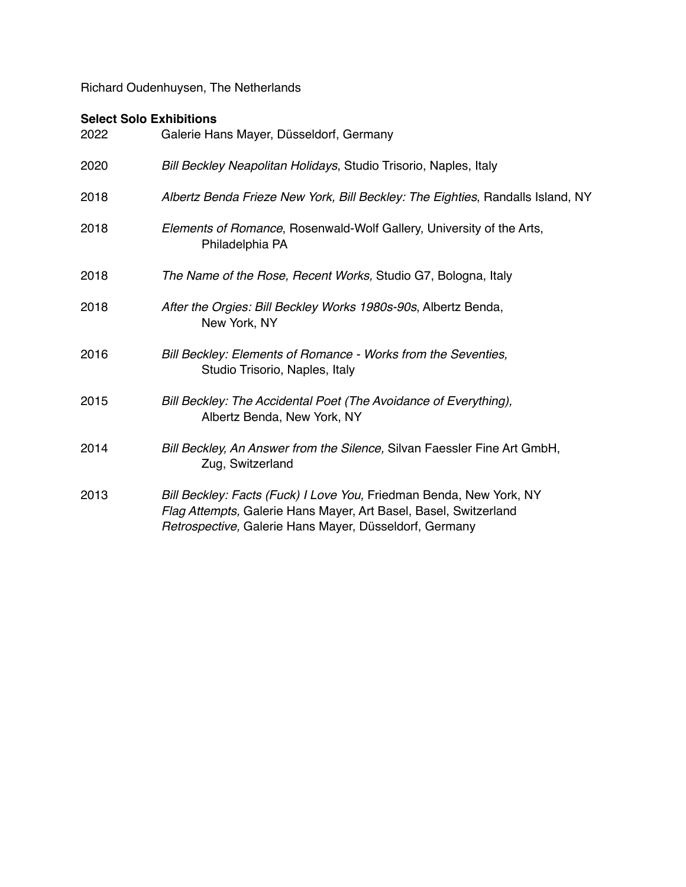Richard Oudenhuysen, The Netherlands

**Select Solo Exhibitions**

2022 Galerie Hans Mayer, Düsseldorf, Germany

2020 *Bill Beckley Neapolitan Holidays*, Studio Trisorio, Naples, Italy

2018 *Albertz Benda Frieze New York, Bill Beckley: The Eighties*, Randalls Island, NY

2018 *Elements of Romance*, Rosenwald-Wolf Gallery, University of the Arts, Philadelphia PA

2018 *The Name of the Rose, Recent Works,* Studio G7, Bologna, Italy

2018 *After the Orgies: Bill Beckley Works 1980s-90s*, Albertz Benda, New York, NY

2016 *Bill Beckley: Elements of Romance - Works from the Seventies,* Studio Trisorio, Naples, Italy

2015 *Bill Beckley: The Accidental Poet (The Avoidance of Everything),* Albertz Benda, New York, NY

2014 *Bill Beckley, An Answer from the Silence,* Silvan Faessler Fine Art GmbH, Zug, Switzerland

2013 *Bill Beckley: Facts (Fuck) I Love You,* Friedman Benda, New York, NY
*Flag Attempts,* Galerie Hans Mayer, Art Basel, Basel, Switzerland
*Retrospective,* Galerie Hans Mayer, Düsseldorf, Germany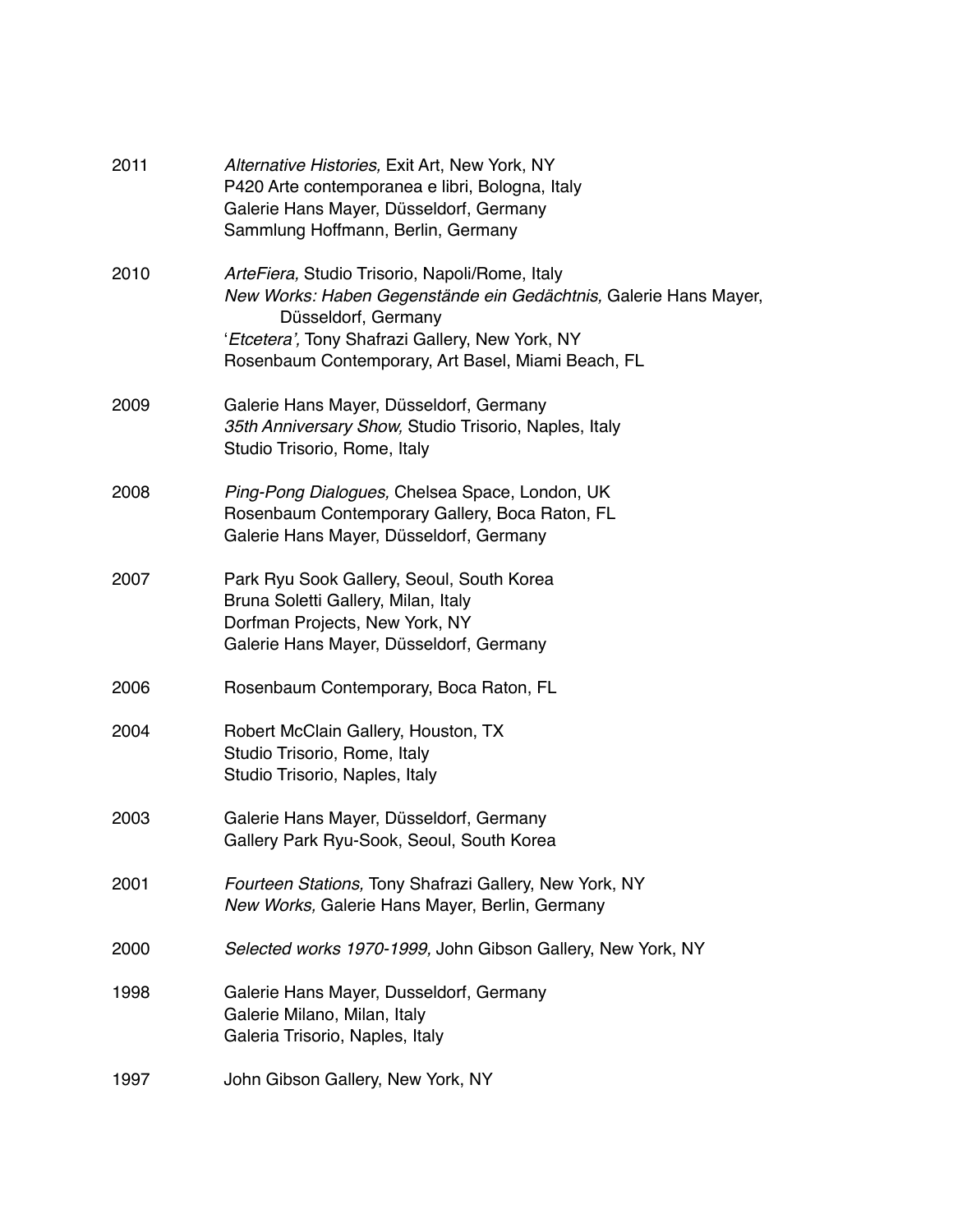2011 *Alternative Histories,* Exit Art, New York, NY
P420 Arte contemporanea e libri, Bologna, Italy
Galerie Hans Mayer, Düsseldorf, Germany
Sammlung Hoffmann, Berlin, Germany

2010 *ArteFiera,* Studio Trisorio, Napoli/Rome, Italy
*New Works: Haben Gegenstände ein Gedächtnis,* Galerie Hans Mayer, Düsseldorf, Germany
'*Etcetera',* Tony Shafrazi Gallery, New York, NY
Rosenbaum Contemporary, Art Basel, Miami Beach, FL

2009 Galerie Hans Mayer, Düsseldorf, Germany
*35th Anniversary Show,* Studio Trisorio, Naples, Italy
Studio Trisorio, Rome, Italy

2008 *Ping-Pong Dialogues,* Chelsea Space, London, UK
Rosenbaum Contemporary Gallery, Boca Raton, FL
Galerie Hans Mayer, Düsseldorf, Germany

2007 Park Ryu Sook Gallery, Seoul, South Korea
Bruna Soletti Gallery, Milan, Italy
Dorfman Projects, New York, NY
Galerie Hans Mayer, Düsseldorf, Germany

2006 Rosenbaum Contemporary, Boca Raton, FL

2004 Robert McClain Gallery, Houston, TX
Studio Trisorio, Rome, Italy
Studio Trisorio, Naples, Italy

2003 Galerie Hans Mayer, Düsseldorf, Germany
Gallery Park Ryu-Sook, Seoul, South Korea

2001 *Fourteen Stations,* Tony Shafrazi Gallery, New York, NY
*New Works,* Galerie Hans Mayer, Berlin, Germany

2000 *Selected works 1970-1999,* John Gibson Gallery, New York, NY

1998 Galerie Hans Mayer, Dusseldorf, Germany
Galerie Milano, Milan, Italy
Galeria Trisorio, Naples, Italy

1997 John Gibson Gallery, New York, NY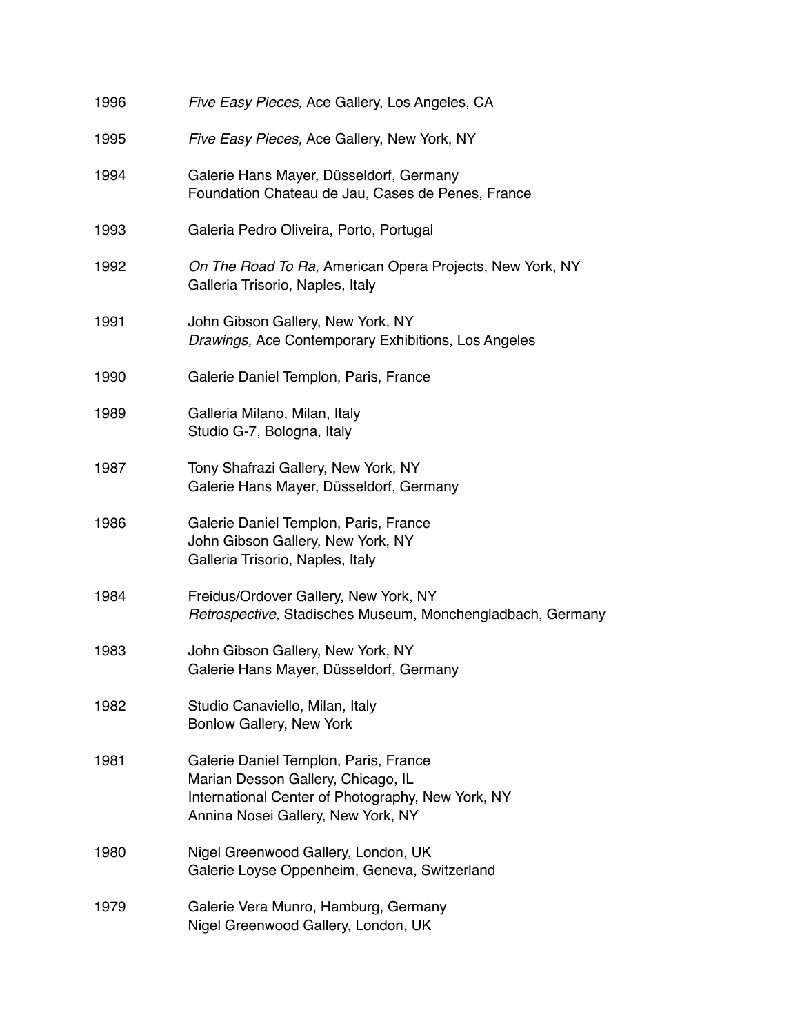1996 *Five Easy Pieces,* Ace Gallery, Los Angeles, CA

1995 *Five Easy Pieces,* Ace Gallery, New York, NY

1994 Galerie Hans Mayer, Düsseldorf, Germany
Foundation Chateau de Jau, Cases de Penes, France

1993 Galeria Pedro Oliveira, Porto, Portugal

1992 *On The Road To Ra,* American Opera Projects, New York, NY
Galleria Trisorio, Naples, Italy

1991 John Gibson Gallery, New York, NY
*Drawings,* Ace Contemporary Exhibitions, Los Angeles

1990 Galerie Daniel Templon, Paris, France

1989 Galleria Milano, Milan, Italy
Studio G-7, Bologna, Italy

1987 Tony Shafrazi Gallery, New York, NY
Galerie Hans Mayer, Düsseldorf, Germany

1986 Galerie Daniel Templon, Paris, France
John Gibson Gallery, New York, NY
Galleria Trisorio, Naples, Italy

1984 Freidus/Ordover Gallery, New York, NY
*Retrospective,* Stadisches Museum, Monchengladbach, Germany

1983 John Gibson Gallery, New York, NY
Galerie Hans Mayer, Düsseldorf, Germany

1982 Studio Canaviello, Milan, Italy
Bonlow Gallery, New York

1981 Galerie Daniel Templon, Paris, France
Marian Desson Gallery, Chicago, IL
International Center of Photography, New York, NY
Annina Nosei Gallery, New York, NY

1980 Nigel Greenwood Gallery, London, UK
Galerie Loyse Oppenheim, Geneva, Switzerland

1979 Galerie Vera Munro, Hamburg, Germany
Nigel Greenwood Gallery, London, UK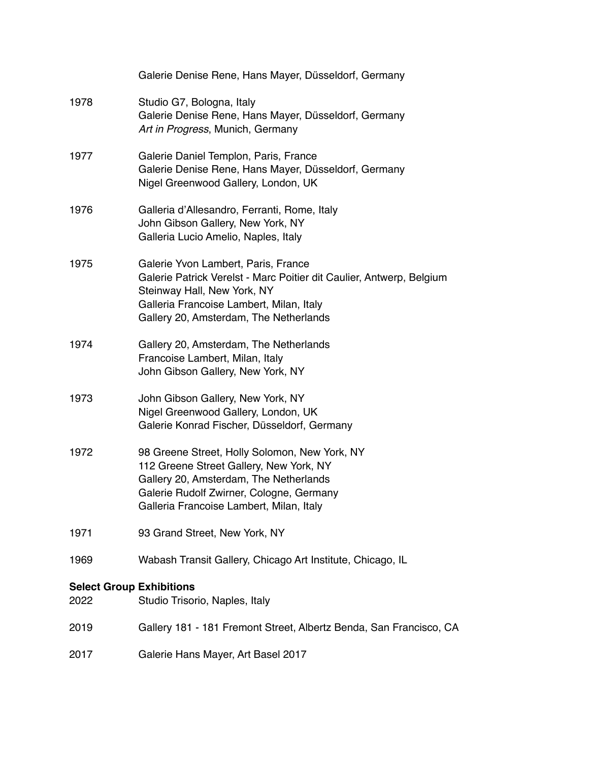Galerie Denise Rene, Hans Mayer, Düsseldorf, Germany

1978 Studio G7, Bologna, Italy
Galerie Denise Rene, Hans Mayer, Düsseldorf, Germany
*Art in Progress*, Munich, Germany

1977 Galerie Daniel Templon, Paris, France
Galerie Denise Rene, Hans Mayer, Düsseldorf, Germany
Nigel Greenwood Gallery, London, UK

1976 Galleria d'Allesandro, Ferranti, Rome, Italy
John Gibson Gallery, New York, NY
Galleria Lucio Amelio, Naples, Italy

1975 Galerie Yvon Lambert, Paris, France
Galerie Patrick Verelst - Marc Poitier dit Caulier, Antwerp, Belgium
Steinway Hall, New York, NY
Galleria Francoise Lambert, Milan, Italy
Gallery 20, Amsterdam, The Netherlands

1974 Gallery 20, Amsterdam, The Netherlands
Francoise Lambert, Milan, Italy
John Gibson Gallery, New York, NY

1973 John Gibson Gallery, New York, NY
Nigel Greenwood Gallery, London, UK
Galerie Konrad Fischer, Düsseldorf, Germany

1972 98 Greene Street, Holly Solomon, New York, NY
112 Greene Street Gallery, New York, NY
Gallery 20, Amsterdam, The Netherlands
Galerie Rudolf Zwirner, Cologne, Germany
Galleria Francoise Lambert, Milan, Italy

1971 93 Grand Street, New York, NY

1969 Wabash Transit Gallery, Chicago Art Institute, Chicago, IL

**Select Group Exhibitions**

2022 Studio Trisorio, Naples, Italy

2019 Gallery 181 - 181 Fremont Street, Albertz Benda, San Francisco, CA

2017 Galerie Hans Mayer, Art Basel 2017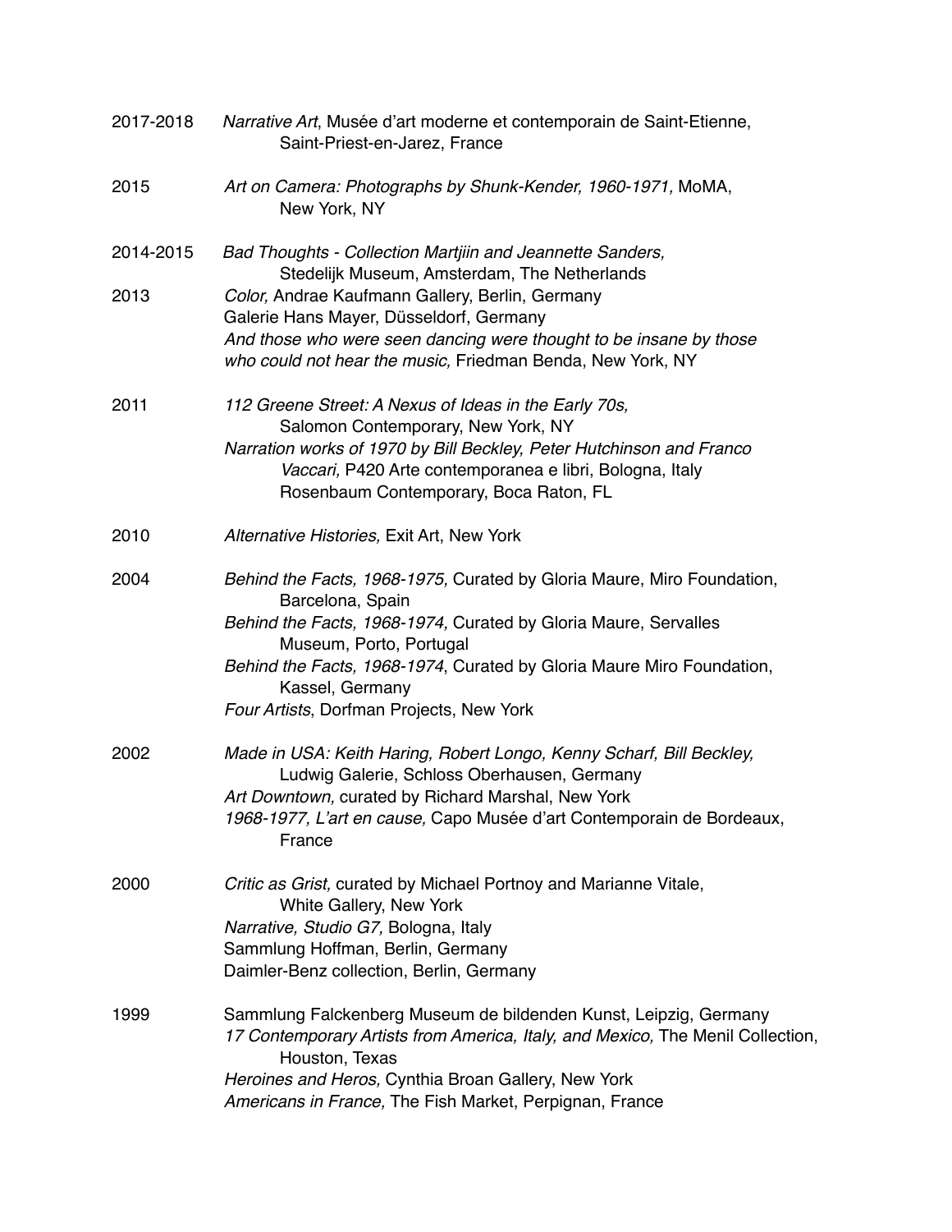2017-2018 *Narrative Art*, Musée d'art moderne et contemporain de Saint-Etienne, Saint-Priest-en-Jarez, France

2015 *Art on Camera: Photographs by Shunk-Kender, 1960-1971,* MoMA, New York, NY

2014-2015 *Bad Thoughts - Collection Martjiin and Jeannette Sanders,* Stedelijk Museum, Amsterdam, The Netherlands

2013 *Color,* Andrae Kaufmann Gallery, Berlin, Germany
Galerie Hans Mayer, Düsseldorf, Germany
*And those who were seen dancing were thought to be insane by those who could not hear the music,* Friedman Benda, New York, NY

2011 *112 Greene Street: A Nexus of Ideas in the Early 70s,* Salomon Contemporary, New York, NY
*Narration works of 1970 by Bill Beckley, Peter Hutchinson and Franco Vaccari,* P420 Arte contemporanea e libri, Bologna, Italy
Rosenbaum Contemporary, Boca Raton, FL

2010 *Alternative Histories,* Exit Art, New York

2004 *Behind the Facts, 1968-1975,* Curated by Gloria Maure, Miro Foundation, Barcelona, Spain
*Behind the Facts, 1968-1974,* Curated by Gloria Maure, Servalles Museum, Porto, Portugal
*Behind the Facts, 1968-1974*, Curated by Gloria Maure Miro Foundation, Kassel, Germany
*Four Artists*, Dorfman Projects, New York

2002 *Made in USA: Keith Haring, Robert Longo, Kenny Scharf, Bill Beckley,* Ludwig Galerie, Schloss Oberhausen, Germany
*Art Downtown,* curated by Richard Marshal, New York
*1968-1977, L'art en cause,* Capo Musée d'art Contemporain de Bordeaux, France

2000 *Critic as Grist,* curated by Michael Portnoy and Marianne Vitale, White Gallery, New York
*Narrative, Studio G7,* Bologna, Italy
Sammlung Hoffman, Berlin, Germany
Daimler-Benz collection, Berlin, Germany

1999 Sammlung Falckenberg Museum de bildenden Kunst, Leipzig, Germany
*17 Contemporary Artists from America, Italy, and Mexico,* The Menil Collection, Houston, Texas
*Heroines and Heros,* Cynthia Broan Gallery, New York
*Americans in France,* The Fish Market, Perpignan, France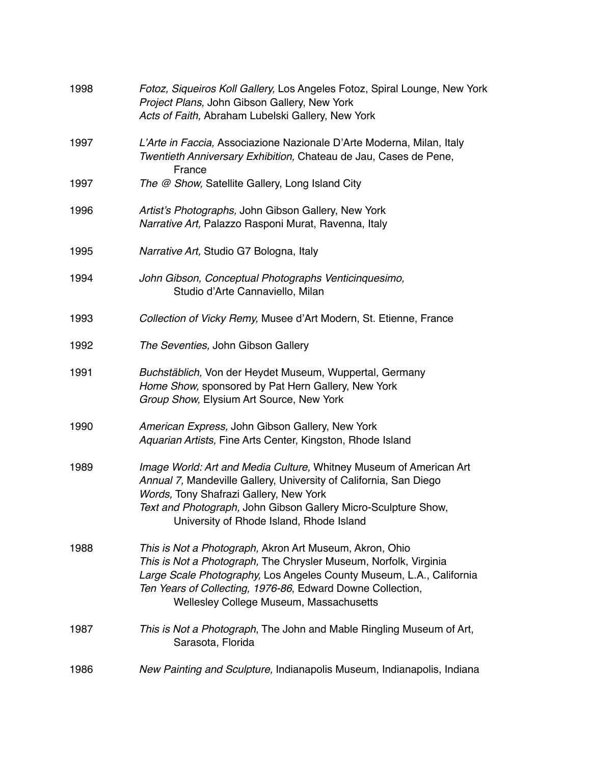1998 *Fotoz, Siqueiros Koll Gallery,* Los Angeles Fotoz, Spiral Lounge, New York
*Project Plans,* John Gibson Gallery, New York
*Acts of Faith,* Abraham Lubelski Gallery, New York

1997 *L'Arte in Faccia,* Associazione Nazionale D'Arte Moderna, Milan, Italy
*Twentieth Anniversary Exhibition,* Chateau de Jau, Cases de Pene, France

1997 *The @ Show,* Satellite Gallery, Long Island City

1996 *Artist's Photographs,* John Gibson Gallery, New York
*Narrative Art,* Palazzo Rasponi Murat, Ravenna, Italy

1995 *Narrative Art,* Studio G7 Bologna, Italy

1994 *John Gibson, Conceptual Photographs Venticinquesimo,* Studio d'Arte Cannaviello, Milan

1993 *Collection of Vicky Remy,* Musee d'Art Modern, St. Etienne, France

1992 *The Seventies,* John Gibson Gallery

1991 *Buchstäblich,* Von der Heydet Museum, Wuppertal, Germany
*Home Show,* sponsored by Pat Hern Gallery, New York
*Group Show,* Elysium Art Source, New York

1990 *American Express,* John Gibson Gallery, New York
*Aquarian Artists,* Fine Arts Center, Kingston, Rhode Island

1989 *Image World: Art and Media Culture,* Whitney Museum of American Art
*Annual 7,* Mandeville Gallery, University of California, San Diego
*Words,* Tony Shafrazi Gallery, New York
*Text and Photograph,* John Gibson Gallery Micro-Sculpture Show, University of Rhode Island, Rhode Island

1988 *This is Not a Photograph,* Akron Art Museum, Akron, Ohio
*This is Not a Photograph,* The Chrysler Museum, Norfolk, Virginia
*Large Scale Photography,* Los Angeles County Museum, L.A., California
*Ten Years of Collecting, 1976-86*, Edward Downe Collection, Wellesley College Museum, Massachusetts

1987 *This is Not a Photograph*, The John and Mable Ringling Museum of Art, Sarasota, Florida

1986 *New Painting and Sculpture,* Indianapolis Museum, Indianapolis, Indiana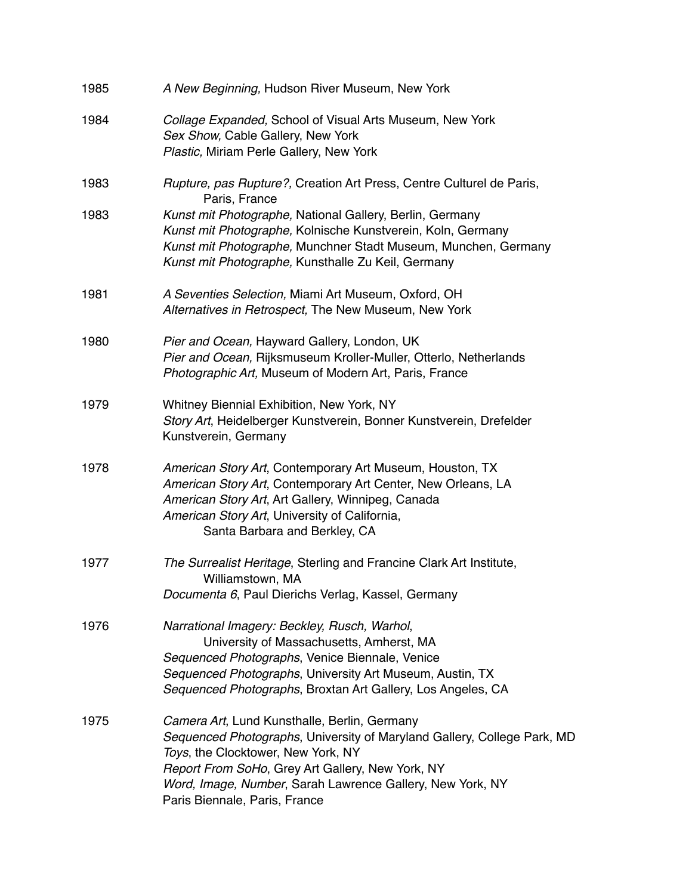1985 *A New Beginning,* Hudson River Museum, New York

1984 *Collage Expanded,* School of Visual Arts Museum, New York
*Sex Show,* Cable Gallery, New York
*Plastic,* Miriam Perle Gallery, New York

1983 *Rupture, pas Rupture?,* Creation Art Press, Centre Culturel de Paris, Paris, France

1983 *Kunst mit Photographe,* National Gallery, Berlin, Germany
*Kunst mit Photographe,* Kolnische Kunstverein, Koln, Germany
*Kunst mit Photographe,* Munchner Stadt Museum, Munchen, Germany
*Kunst mit Photographe,* Kunsthalle Zu Keil, Germany

1981 *A Seventies Selection,* Miami Art Museum, Oxford, OH
*Alternatives in Retrospect,* The New Museum, New York

1980 *Pier and Ocean,* Hayward Gallery, London, UK
*Pier and Ocean,* Rijksmuseum Kroller-Muller, Otterlo, Netherlands
*Photographic Art,* Museum of Modern Art, Paris, France

1979 Whitney Biennial Exhibition, New York, NY
*Story Art*, Heidelberger Kunstverein, Bonner Kunstverein, Drefelder Kunstverein, Germany

1978 *American Story Art*, Contemporary Art Museum, Houston, TX
*American Story Art*, Contemporary Art Center, New Orleans, LA
*American Story Art*, Art Gallery, Winnipeg, Canada
*American Story Art*, University of California, Santa Barbara and Berkley, CA

1977 *The Surrealist Heritage*, Sterling and Francine Clark Art Institute, Williamstown, MA
*Documenta 6*, Paul Dierichs Verlag, Kassel, Germany

1976 *Narrational Imagery: Beckley, Rusch, Warhol*, University of Massachusetts, Amherst, MA
*Sequenced Photographs*, Venice Biennale, Venice
*Sequenced Photographs*, University Art Museum, Austin, TX
*Sequenced Photographs*, Broxtan Art Gallery, Los Angeles, CA

1975 *Camera Art*, Lund Kunsthalle, Berlin, Germany
*Sequenced Photographs*, University of Maryland Gallery, College Park, MD
*Toys*, the Clocktower, New York, NY
*Report From SoHo*, Grey Art Gallery, New York, NY
*Word, Image, Number*, Sarah Lawrence Gallery, New York, NY
Paris Biennale, Paris, France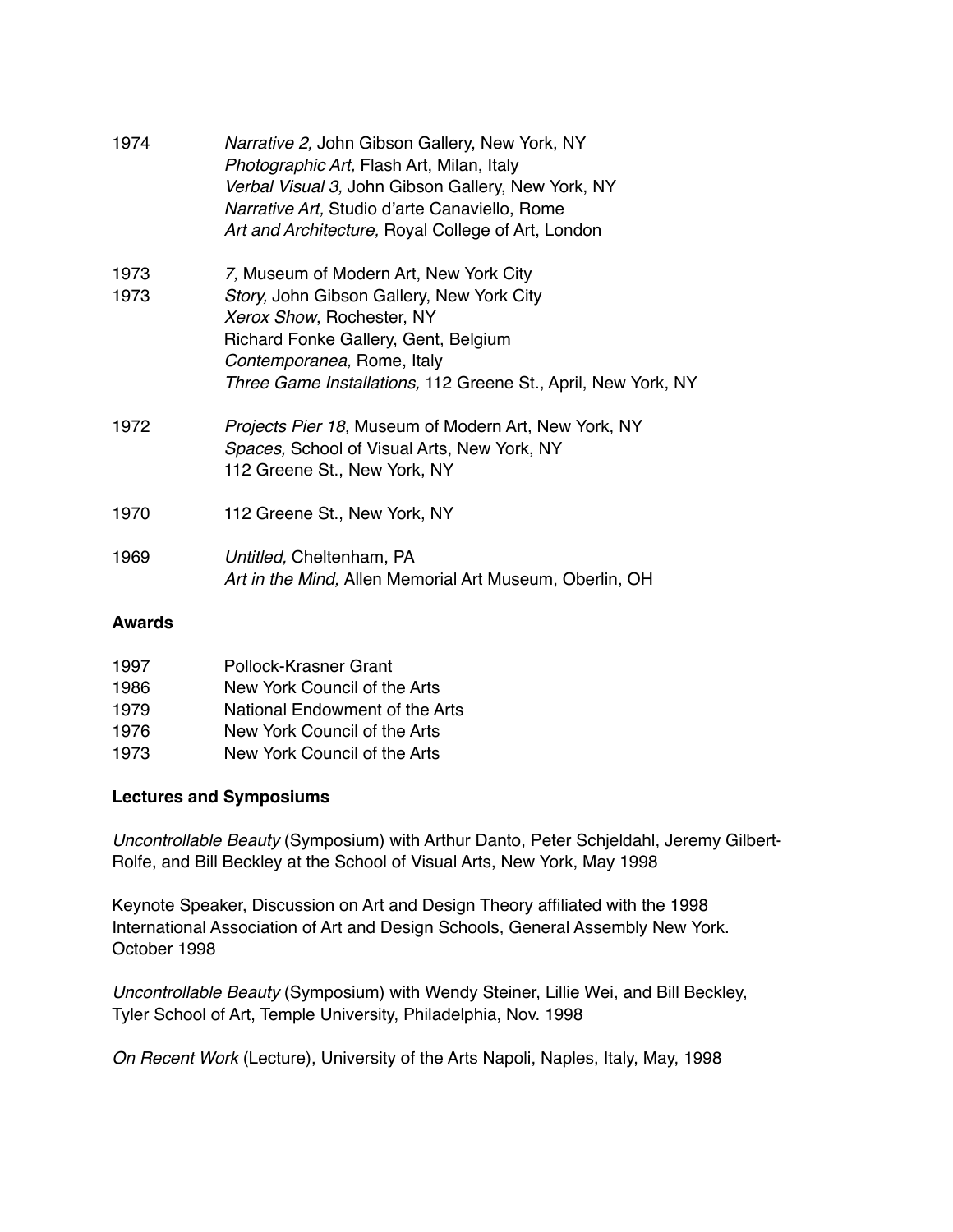1974 *Narrative 2,* John Gibson Gallery, New York, NY
*Photographic Art,* Flash Art, Milan, Italy
*Verbal Visual 3,* John Gibson Gallery, New York, NY
*Narrative Art,* Studio d'arte Canaviello, Rome
*Art and Architecture,* Royal College of Art, London

1973 *7,* Museum of Modern Art, New York City
1973 *Story,* John Gibson Gallery, New York City
*Xerox Show*, Rochester, NY
Richard Fonke Gallery, Gent, Belgium
*Contemporanea,* Rome, Italy
*Three Game Installations,* 112 Greene St., April, New York, NY

1972 *Projects Pier 18,* Museum of Modern Art, New York, NY
*Spaces,* School of Visual Arts, New York, NY
112 Greene St., New York, NY

1970 112 Greene St., New York, NY

1969 *Untitled,* Cheltenham, PA
*Art in the Mind,* Allen Memorial Art Museum, Oberlin, OH

**Awards**

1997 Pollock-Krasner Grant
1986 New York Council of the Arts
1979 National Endowment of the Arts
1976 New York Council of the Arts
1973 New York Council of the Arts

**Lectures and Symposiums**

*Uncontrollable Beauty* (Symposium) with Arthur Danto, Peter Schjeldahl, Jeremy Gilbert-Rolfe, and Bill Beckley at the School of Visual Arts, New York, May 1998

Keynote Speaker, Discussion on Art and Design Theory affiliated with the 1998 International Association of Art and Design Schools, General Assembly New York. October 1998

*Uncontrollable Beauty* (Symposium) with Wendy Steiner, Lillie Wei, and Bill Beckley, Tyler School of Art, Temple University, Philadelphia, Nov. 1998

*On Recent Work* (Lecture), University of the Arts Napoli, Naples, Italy, May, 1998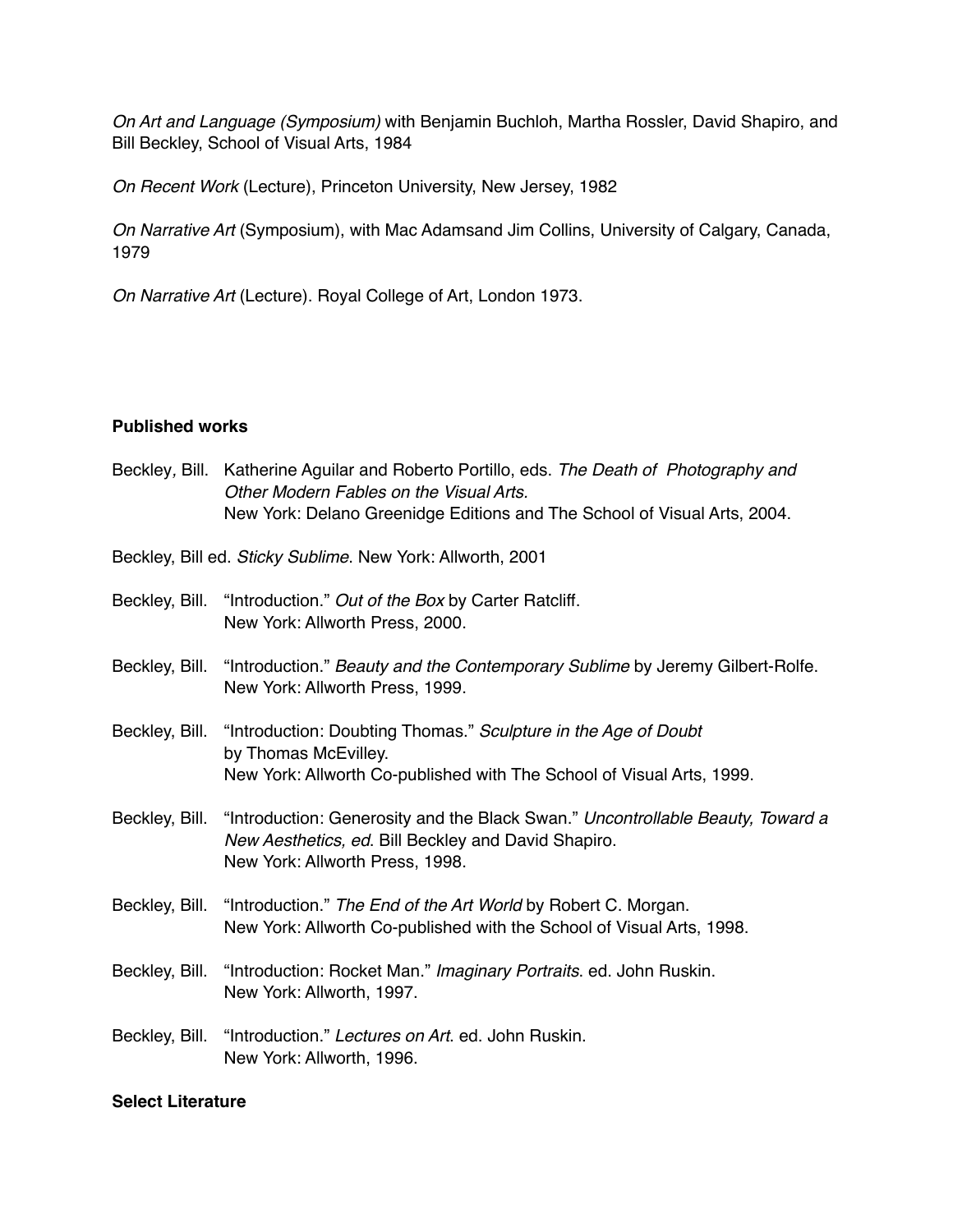*On Art and Language (Symposium)* with Benjamin Buchloh, Martha Rossler, David Shapiro, and Bill Beckley, School of Visual Arts, 1984

*On Recent Work* (Lecture), Princeton University, New Jersey, 1982

*On Narrative Art* (Symposium), with Mac Adamsand Jim Collins, University of Calgary, Canada, 1979

*On Narrative Art* (Lecture). Royal College of Art, London 1973.

**Published works**

Beckley, Bill. Katherine Aguilar and Roberto Portillo, eds. *The Death of Photography and Other Modern Fables on the Visual Arts.* New York: Delano Greenidge Editions and The School of Visual Arts, 2004.

Beckley, Bill ed. *Sticky Sublime*. New York: Allworth, 2001

Beckley, Bill. "Introduction." *Out of the Box* by Carter Ratcliff. New York: Allworth Press, 2000.

Beckley, Bill. "Introduction." *Beauty and the Contemporary Sublime* by Jeremy Gilbert-Rolfe. New York: Allworth Press, 1999.

Beckley, Bill. "Introduction: Doubting Thomas." *Sculpture in the Age of Doubt* by Thomas McEvilley. New York: Allworth Co-published with The School of Visual Arts, 1999.

Beckley, Bill. "Introduction: Generosity and the Black Swan." *Uncontrollable Beauty, Toward a New Aesthetics, ed*. Bill Beckley and David Shapiro. New York: Allworth Press, 1998.

Beckley, Bill. "Introduction." *The End of the Art World* by Robert C. Morgan. New York: Allworth Co-published with the School of Visual Arts, 1998.

Beckley, Bill. "Introduction: Rocket Man." *Imaginary Portraits*. ed. John Ruskin. New York: Allworth, 1997.

Beckley, Bill. "Introduction." *Lectures on Art*. ed. John Ruskin. New York: Allworth, 1996.

**Select Literature**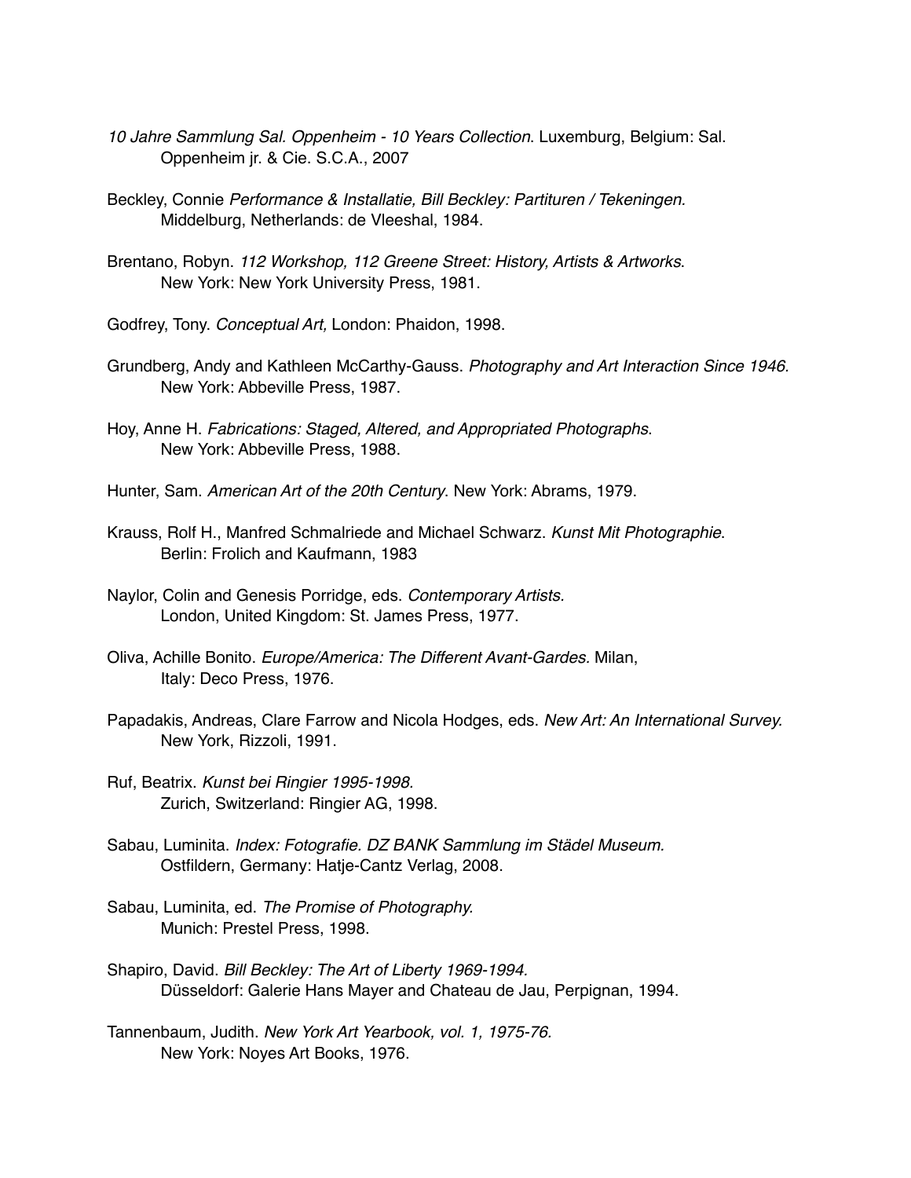*10 Jahre Sammlung Sal. Oppenheim - 10 Years Collection*. Luxemburg, Belgium: Sal. Oppenheim jr. & Cie. S.C.A., 2007

Beckley, Connie *Performance & Installatie, Bill Beckley: Partituren / Tekeningen.* Middelburg, Netherlands: de Vleeshal, 1984.

Brentano, Robyn. *112 Workshop, 112 Greene Street: History, Artists & Artworks*. New York: New York University Press, 1981.

Godfrey, Tony. *Conceptual Art,* London: Phaidon, 1998.

Grundberg, Andy and Kathleen McCarthy-Gauss. *Photography and Art Interaction Since 1946.* New York: Abbeville Press, 1987.

Hoy, Anne H. *Fabrications: Staged, Altered, and Appropriated Photographs*. New York: Abbeville Press, 1988.

Hunter, Sam. *American Art of the 20th Century*. New York: Abrams, 1979.

Krauss, Rolf H., Manfred Schmalriede and Michael Schwarz. *Kunst Mit Photographie*. Berlin: Frolich and Kaufmann, 1983

Naylor, Colin and Genesis Porridge, eds. *Contemporary Artists.* London, United Kingdom: St. James Press, 1977.

Oliva, Achille Bonito. *Europe/America: The Different Avant-Gardes.* Milan, Italy: Deco Press, 1976.

Papadakis, Andreas, Clare Farrow and Nicola Hodges, eds. *New Art: An International Survey.* New York, Rizzoli, 1991.

Ruf, Beatrix. *Kunst bei Ringier 1995-1998*. Zurich, Switzerland: Ringier AG, 1998.

Sabau, Luminita. *Index: Fotografie. DZ BANK Sammlung im Städel Museum.* Ostfildern, Germany: Hatje-Cantz Verlag, 2008.

Sabau, Luminita, ed. *The Promise of Photography.* Munich: Prestel Press, 1998.

Shapiro, David. *Bill Beckley: The Art of Liberty 1969-1994.* Düsseldorf: Galerie Hans Mayer and Chateau de Jau, Perpignan, 1994.

Tannenbaum, Judith. *New York Art Yearbook, vol. 1, 1975-76.* New York: Noyes Art Books, 1976.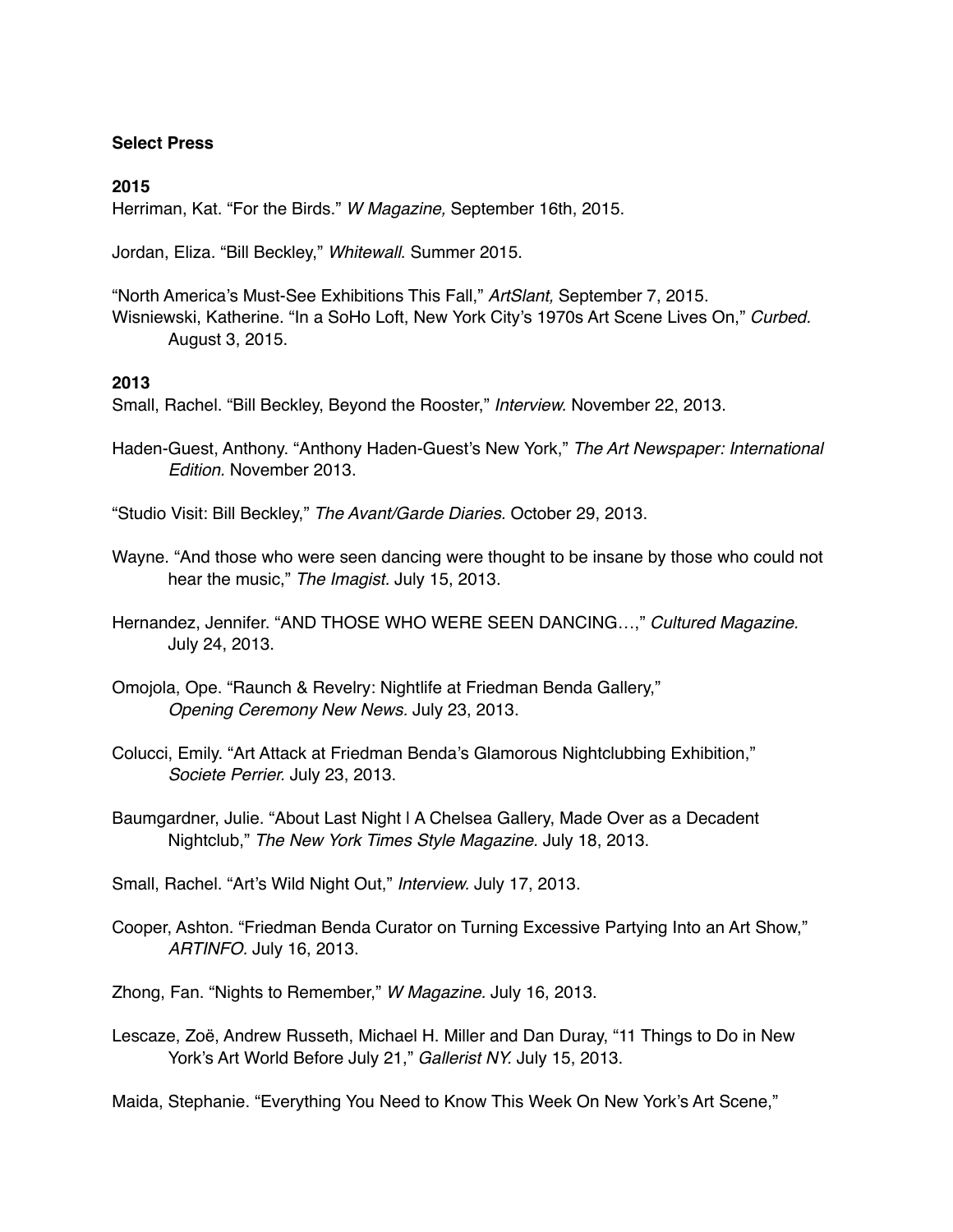**Select Press**

**2015**

Herriman, Kat. “For the Birds.” *W Magazine,* September 16th, 2015.

Jordan, Eliza. “Bill Beckley,” *Whitewall.* Summer 2015.

“North America’s Must-See Exhibitions This Fall,” *ArtSlant,* September 7, 2015.
Wisniewski, Katherine. “In a SoHo Loft, New York City’s 1970s Art Scene Lives On,” *Curbed.* August 3, 2015.

**2013**

Small, Rachel. “Bill Beckley, Beyond the Rooster,” *Interview.* November 22, 2013.

Haden-Guest, Anthony. “Anthony Haden-Guest’s New York,” *The Art Newspaper: International Edition.* November 2013.

“Studio Visit: Bill Beckley,” *The Avant/Garde Diaries.* October 29, 2013.

Wayne. “And those who were seen dancing were thought to be insane by those who could not hear the music,” *The Imagist.* July 15, 2013.

Hernandez, Jennifer. “AND THOSE WHO WERE SEEN DANCING…,” *Cultured Magazine.* July 24, 2013.

Omojola, Ope. “Raunch & Revelry: Nightlife at Friedman Benda Gallery,” *Opening Ceremony New News.* July 23, 2013.

Colucci, Emily. “Art Attack at Friedman Benda’s Glamorous Nightclubbing Exhibition,” *Societe Perrier.* July 23, 2013.

Baumgardner, Julie. “About Last Night | A Chelsea Gallery, Made Over as a Decadent Nightclub,” *The New York Times Style Magazine.* July 18, 2013.

Small, Rachel. “Art’s Wild Night Out,” *Interview.* July 17, 2013.

Cooper, Ashton. “Friedman Benda Curator on Turning Excessive Partying Into an Art Show,” *ARTINFO.* July 16, 2013.

Zhong, Fan. “Nights to Remember,” *W Magazine.* July 16, 2013.

Lescaze, Zoë, Andrew Russeth, Michael H. Miller and Dan Duray, “11 Things to Do in New York’s Art World Before July 21,” *Gallerist NY.* July 15, 2013.

Maida, Stephanie. “Everything You Need to Know This Week On New York’s Art Scene,”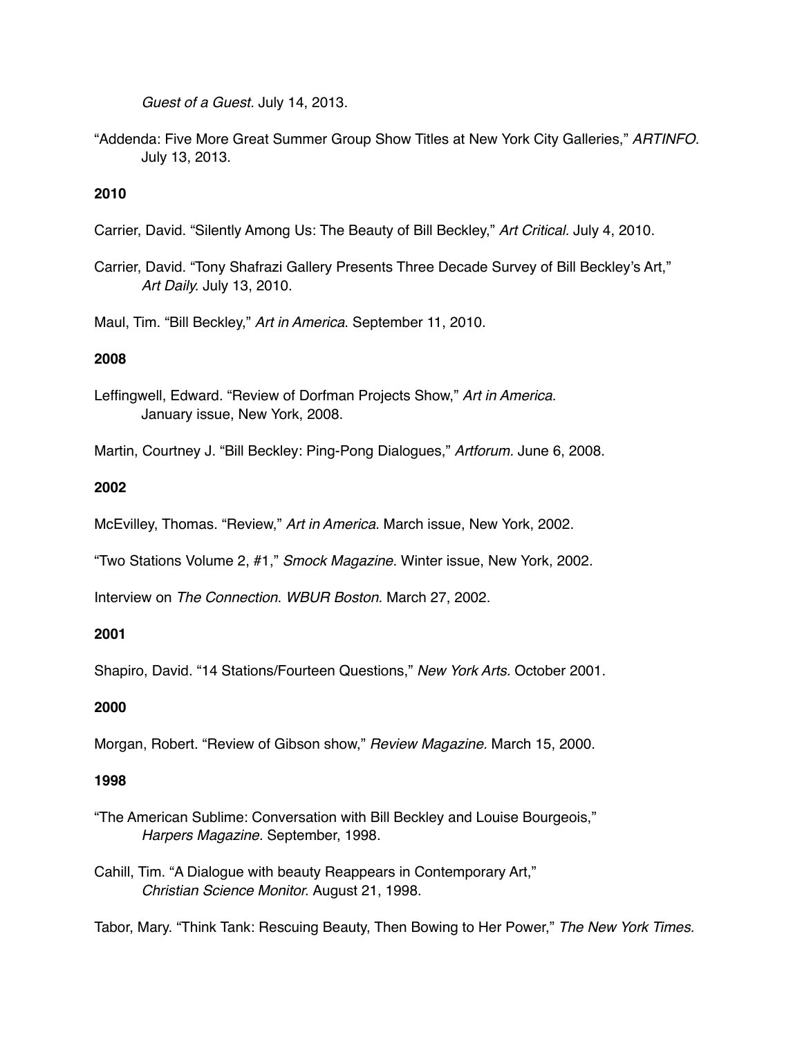*Guest of a Guest*. July 14, 2013.

"Addenda: Five More Great Summer Group Show Titles at New York City Galleries," *ARTINFO.* July 13, 2013.

**2010**

Carrier, David. "Silently Among Us: The Beauty of Bill Beckley," *Art Critical*. July 4, 2010.

Carrier, David. "Tony Shafrazi Gallery Presents Three Decade Survey of Bill Beckley's Art," *Art Daily.* July 13, 2010.

Maul, Tim. "Bill Beckley," *Art in America*. September 11, 2010.

**2008**

Leffingwell, Edward. "Review of Dorfman Projects Show," *Art in America.* January issue, New York, 2008.

Martin, Courtney J. "Bill Beckley: Ping-Pong Dialogues," *Artforum.* June 6, 2008.

**2002**

McEvilley, Thomas. "Review," *Art in America.* March issue, New York, 2002.

"Two Stations Volume 2, #1," *Smock Magazine.* Winter issue, New York, 2002.

Interview on *The Connection*. *WBUR Boston.* March 27, 2002.

**2001**

Shapiro, David. "14 Stations/Fourteen Questions," *New York Arts.* October 2001.

**2000**

Morgan, Robert. "Review of Gibson show," *Review Magazine.* March 15, 2000.

**1998**

"The American Sublime: Conversation with Bill Beckley and Louise Bourgeois," *Harpers Magazine.* September, 1998.

Cahill, Tim. "A Dialogue with beauty Reappears in Contemporary Art," *Christian Science Monitor.* August 21, 1998.

Tabor, Mary. "Think Tank: Rescuing Beauty, Then Bowing to Her Power," *The New York Times.*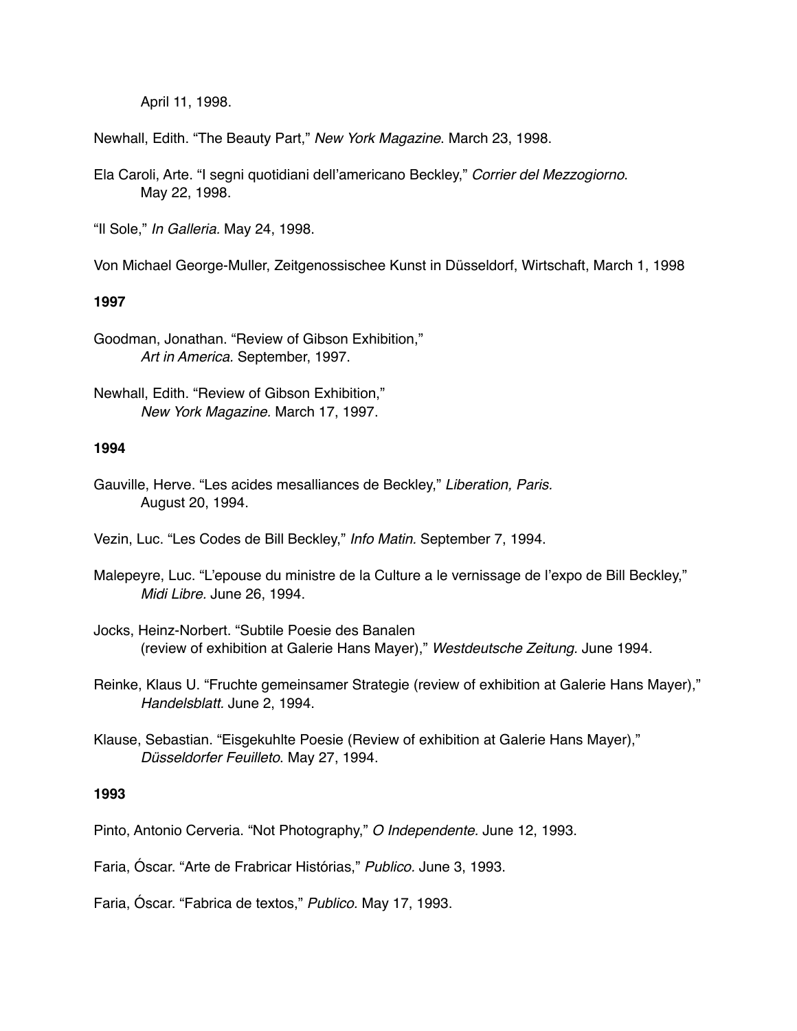April 11, 1998.

Newhall, Edith. “The Beauty Part,” *New York Magazine*. March 23, 1998.

Ela Caroli, Arte. “I segni quotidiani dell’americano Beckley,” *Corrier del Mezzogiorno*. May 22, 1998.

“Il Sole,” *In Galleria.* May 24, 1998.

Von Michael George-Muller, Zeitgenossischee Kunst in Düsseldorf, Wirtschaft, March 1, 1998

**1997**

Goodman, Jonathan. “Review of Gibson Exhibition,” *Art in America.* September, 1997.

Newhall, Edith. “Review of Gibson Exhibition,” *New York Magazine.* March 17, 1997.

**1994**

Gauville, Herve. “Les acides mesalliances de Beckley,” *Liberation, Paris.* August 20, 1994.

Vezin, Luc. “Les Codes de Bill Beckley,” *Info Matin.* September 7, 1994.

Malepeyre, Luc. “L’epouse du ministre de la Culture a le vernissage de l’expo de Bill Beckley,” *Midi Libre.* June 26, 1994.

Jocks, Heinz-Norbert. “Subtile Poesie des Banalen (review of exhibition at Galerie Hans Mayer),” *Westdeutsche Zeitung*. June 1994.

Reinke, Klaus U. “Fruchte gemeinsamer Strategie (review of exhibition at Galerie Hans Mayer),” *Handelsblatt.* June 2, 1994.

Klause, Sebastian. “Eisgekuhlte Poesie (Review of exhibition at Galerie Hans Mayer),” *Düsseldorfer Feuilleto.* May 27, 1994.

**1993**

Pinto, Antonio Cerveria. “Not Photography,” *O Independente.* June 12, 1993.

Faria, Óscar. “Arte de Frabricar Histórias,” *Publico.* June 3, 1993.

Faria, Óscar. “Fabrica de textos,” *Publico.* May 17, 1993.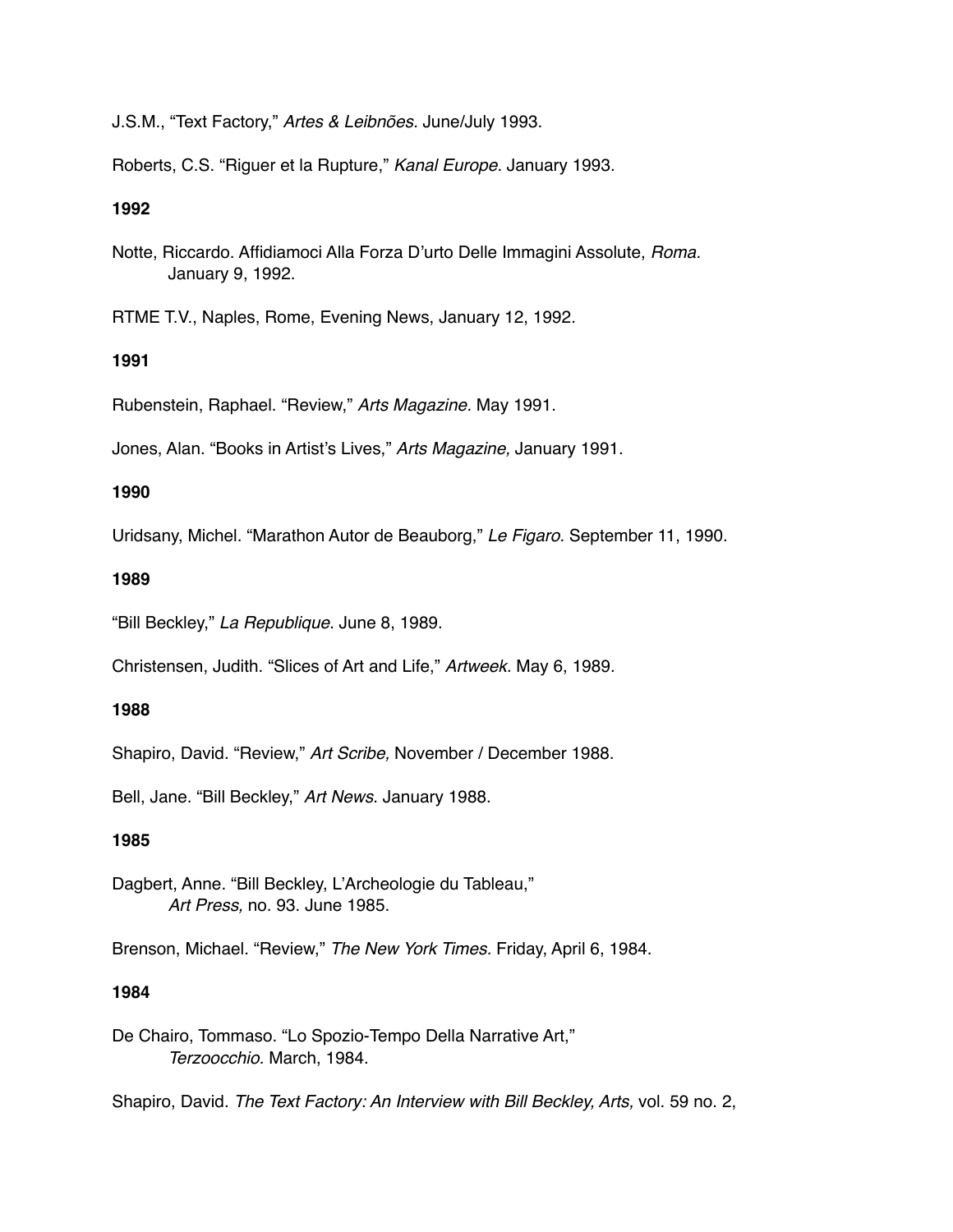J.S.M., “Text Factory,” *Artes & Leibnões*. June/July 1993.

Roberts, C.S. “Riguer et la Rupture,” *Kanal Europe.* January 1993.

**1992**

Notte, Riccardo. Affidiamoci Alla Forza D’urto Delle Immagini Assolute, *Roma.* January 9, 1992.

RTME T.V., Naples, Rome, Evening News, January 12, 1992.

**1991**

Rubenstein, Raphael. “Review,” *Arts Magazine.* May 1991.

Jones, Alan. “Books in Artist’s Lives,” *Arts Magazine,* January 1991.

**1990**

Uridsany, Michel. “Marathon Autor de Beauborg,” *Le Figaro.* September 11, 1990.

**1989**

“Bill Beckley,” *La Republique.* June 8, 1989.

Christensen, Judith. “Slices of Art and Life,” *Artweek*. May 6, 1989.

**1988**

Shapiro, David. “Review,” *Art Scribe,* November / December 1988.

Bell, Jane. “Bill Beckley,” *Art News*. January 1988.

**1985**

Dagbert, Anne. “Bill Beckley, L’Archeologie du Tableau,” *Art Press,* no. 93. June 1985.

Brenson, Michael. “Review,” *The New York Times.* Friday, April 6, 1984.

**1984**

De Chairo, Tommaso. “Lo Spozio-Tempo Della Narrative Art,” *Terzoocchio.* March, 1984.

Shapiro, David. *The Text Factory: An Interview with Bill Beckley, Arts,* vol. 59 no. 2,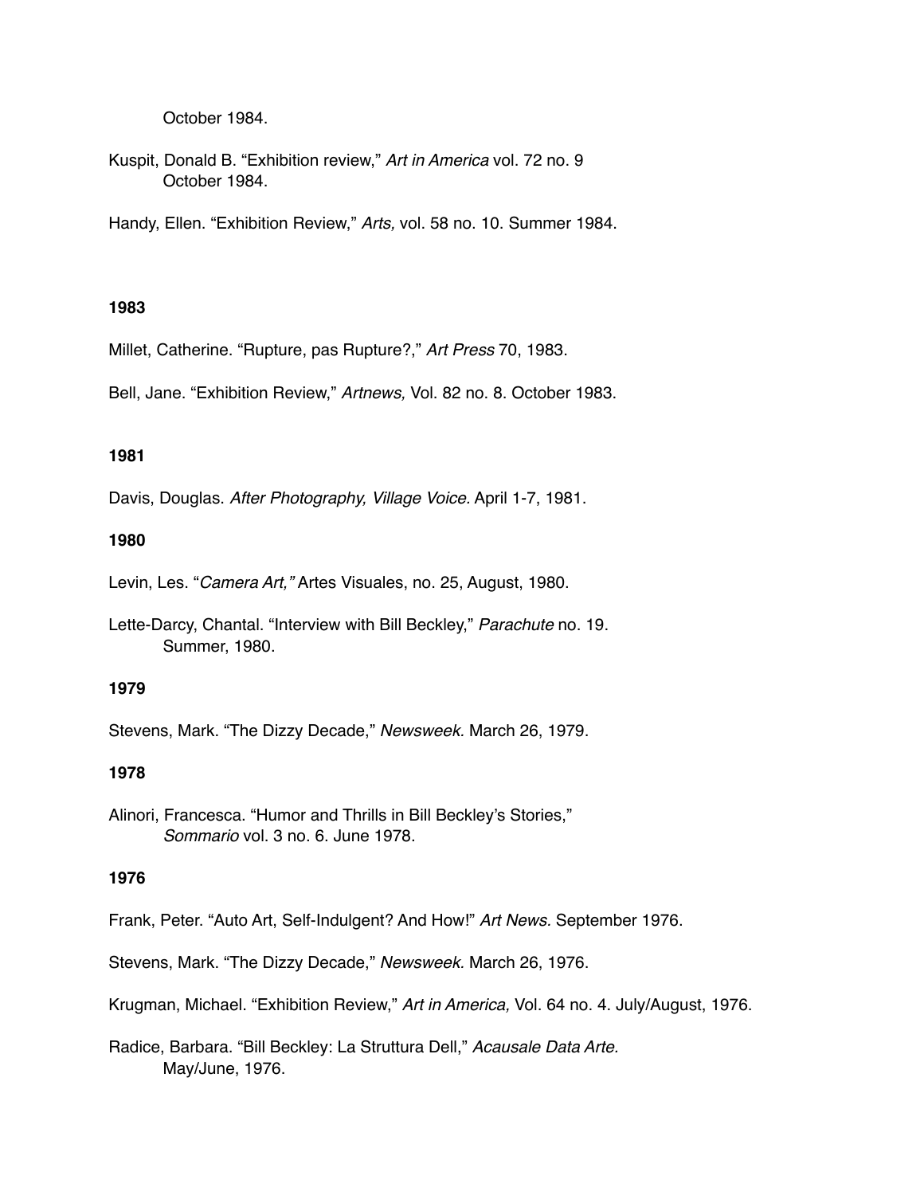October 1984.

Kuspit, Donald B. “Exhibition review,” *Art in America* vol. 72 no. 9 October 1984.

Handy, Ellen. “Exhibition Review,” *Arts,* vol. 58 no. 10. Summer 1984.

**1983**

Millet, Catherine. “Rupture, pas Rupture?,” *Art Press* 70, 1983.

Bell, Jane. “Exhibition Review,” *Artnews,* Vol. 82 no. 8. October 1983.

**1981**

Davis, Douglas. *After Photography, Village Voice.* April 1-7, 1981.

**1980**

Levin, Les. “*Camera Art,”* Artes Visuales, no. 25, August, 1980.

Lette-Darcy, Chantal. “Interview with Bill Beckley,” *Parachute* no. 19. Summer, 1980.

**1979**

Stevens, Mark. “The Dizzy Decade,” *Newsweek.* March 26, 1979.

**1978**

Alinori, Francesca. “Humor and Thrills in Bill Beckley’s Stories,” *Sommario* vol. 3 no. 6. June 1978.

**1976**

Frank, Peter. “Auto Art, Self-Indulgent? And How!” *Art News.* September 1976.

Stevens, Mark. “The Dizzy Decade,” *Newsweek.* March 26, 1976.

Krugman, Michael. “Exhibition Review,” *Art in America,* Vol. 64 no. 4. July/August, 1976.

Radice, Barbara. “Bill Beckley: La Struttura Dell,” *Acausale Data Arte.* May/June, 1976.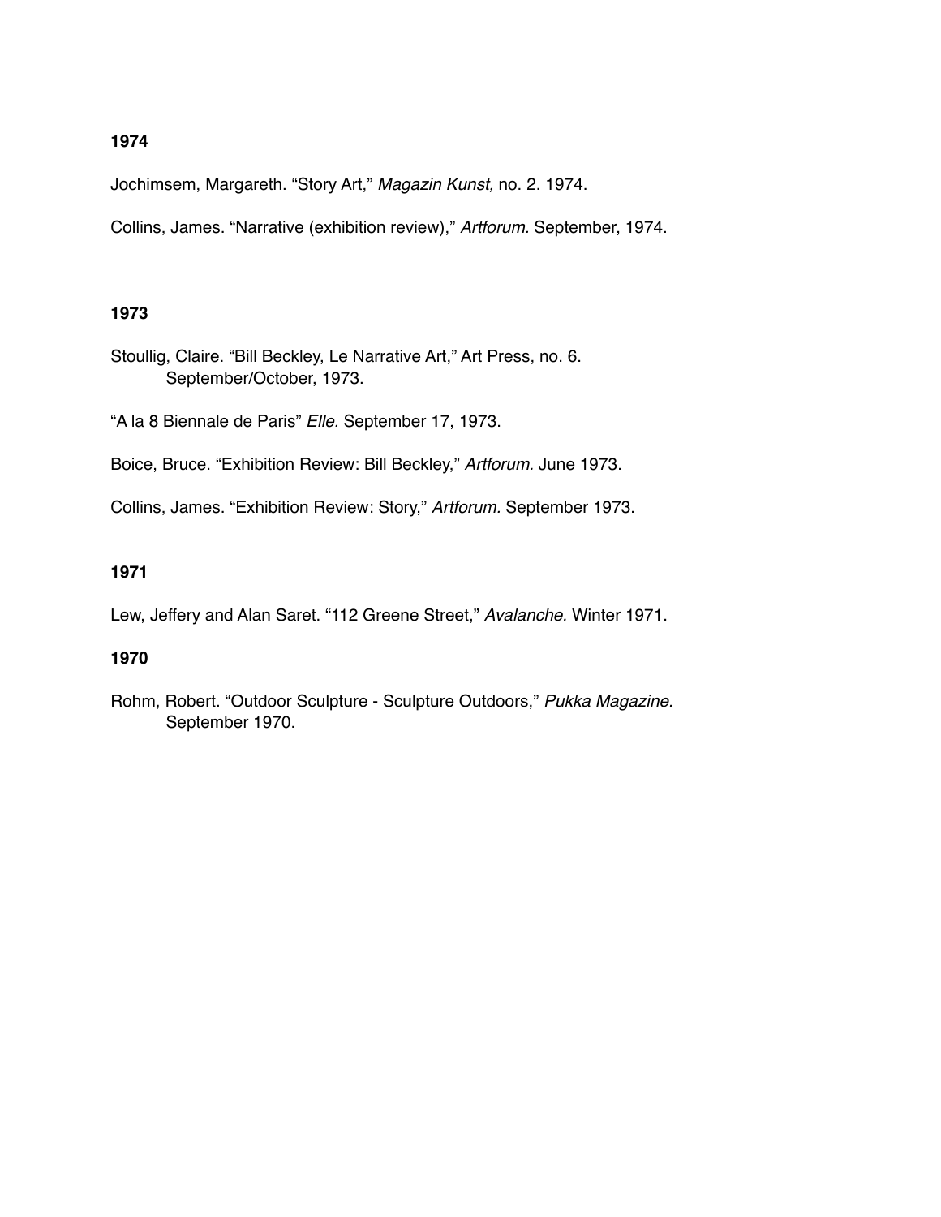**1974**

Jochimsem, Margareth. “Story Art,” *Magazin Kunst,* no. 2. 1974.

Collins, James. “Narrative (exhibition review),” *Artforum.* September, 1974.

**1973**

Stoullig, Claire. “Bill Beckley, Le Narrative Art,” Art Press, no. 6. September/October, 1973.

“A la 8 Biennale de Paris” *Elle.* September 17, 1973.

Boice, Bruce. “Exhibition Review: Bill Beckley,” *Artforum.* June 1973.

Collins, James. “Exhibition Review: Story,” *Artforum.* September 1973.

**1971**

Lew, Jeffery and Alan Saret. “112 Greene Street,” *Avalanche.* Winter 1971.

**1970**

Rohm, Robert. “Outdoor Sculpture - Sculpture Outdoors,” *Pukka Magazine.* September 1970.